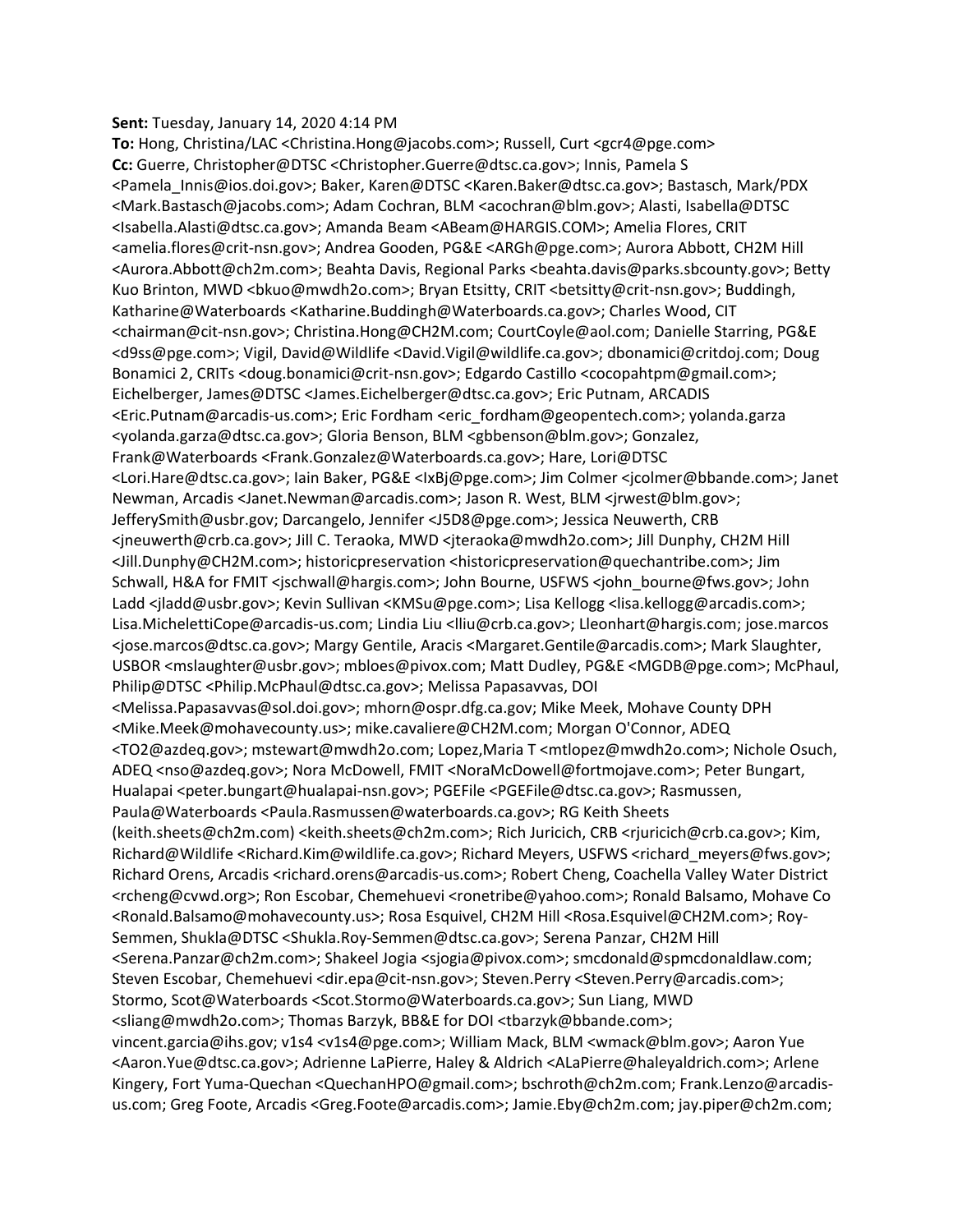**Sent:** Tuesday, January 14, 2020 4:14 PM
**To:** Hong, Christina/LAC <Christina.Hong@jacobs.com>; Russell, Curt <gcr4@pge.com>
**Cc:** Guerre, Christopher@DTSC <Christopher.Guerre@dtsc.ca.gov>; Innis, Pamela S <Pamela_Innis@ios.doi.gov>; Baker, Karen@DTSC <Karen.Baker@dtsc.ca.gov>; Bastasch, Mark/PDX <Mark.Bastasch@jacobs.com>; Adam Cochran, BLM <acochran@blm.gov>; Alasti, Isabella@DTSC <Isabella.Alasti@dtsc.ca.gov>; Amanda Beam <ABeam@HARGIS.COM>; Amelia Flores, CRIT <amelia.flores@crit-nsn.gov>; Andrea Gooden, PG&E <ARGh@pge.com>; Aurora Abbott, CH2M Hill <Aurora.Abbott@ch2m.com>; Beahta Davis, Regional Parks <beahta.davis@parks.sbcounty.gov>; Betty Kuo Brinton, MWD <bkuo@mwdh2o.com>; Bryan Etsitty, CRIT <betsitty@crit-nsn.gov>; Buddingh, Katharine@Waterboards <Katharine.Buddingh@Waterboards.ca.gov>; Charles Wood, CIT <chairman@cit-nsn.gov>; Christina.Hong@CH2M.com; CourtCoyle@aol.com; Danielle Starring, PG&E <d9ss@pge.com>; Vigil, David@Wildlife <David.Vigil@wildlife.ca.gov>; dbonamici@critdoj.com; Doug Bonamici 2, CRITs <doug.bonamici@crit-nsn.gov>; Edgardo Castillo <cocopahtpm@gmail.com>; Eichelberger, James@DTSC <James.Eichelberger@dtsc.ca.gov>; Eric Putnam, ARCADIS <Eric.Putnam@arcadis-us.com>; Eric Fordham <eric_fordham@geopentech.com>; yolanda.garza <yolanda.garza@dtsc.ca.gov>; Gloria Benson, BLM <gbbenson@blm.gov>; Gonzalez, Frank@Waterboards <Frank.Gonzalez@Waterboards.ca.gov>; Hare, Lori@DTSC <Lori.Hare@dtsc.ca.gov>; Iain Baker, PG&E <IxBj@pge.com>; Jim Colmer <jcolmer@bbande.com>; Janet Newman, Arcadis <Janet.Newman@arcadis.com>; Jason R. West, BLM <jrwest@blm.gov>; JefferySmith@usbr.gov; Darcangelo, Jennifer <J5D8@pge.com>; Jessica Neuwerth, CRB <jneuwerth@crb.ca.gov>; Jill C. Teraoka, MWD <jteraoka@mwdh2o.com>; Jill Dunphy, CH2M Hill <Jill.Dunphy@CH2M.com>; historicpreservation <historicpreservation@quechantribe.com>; Jim Schwall, H&A for FMIT <jschwall@hargis.com>; John Bourne, USFWS <john_bourne@fws.gov>; John Ladd <jladd@usbr.gov>; Kevin Sullivan <KMSu@pge.com>; Lisa Kellogg <lisa.kellogg@arcadis.com>; Lisa.MichelettiCope@arcadis-us.com; Lindia Liu <lliu@crb.ca.gov>; Lleonhart@hargis.com; jose.marcos <jose.marcos@dtsc.ca.gov>; Margy Gentile, Aracis <Margaret.Gentile@arcadis.com>; Mark Slaughter, USBOR <mslaughter@usbr.gov>; mbloes@pivox.com; Matt Dudley, PG&E <MGDB@pge.com>; McPhaul, Philip@DTSC <Philip.McPhaul@dtsc.ca.gov>; Melissa Papasavvas, DOI <Melissa.Papasavvas@sol.doi.gov>; mhorn@ospr.dfg.ca.gov; Mike Meek, Mohave County DPH <Mike.Meek@mohavecounty.us>; mike.cavaliere@CH2M.com; Morgan O'Connor, ADEQ <TO2@azdeq.gov>; mstewart@mwdh2o.com; Lopez,Maria T <mtlopez@mwdh2o.com>; Nichole Osuch, ADEQ <nso@azdeq.gov>; Nora McDowell, FMIT <NoraMcDowell@fortmojave.com>; Peter Bungart, Hualapai <peter.bungart@hualapai-nsn.gov>; PGEFile <PGEFile@dtsc.ca.gov>; Rasmussen, Paula@Waterboards <Paula.Rasmussen@waterboards.ca.gov>; RG Keith Sheets (keith.sheets@ch2m.com) <keith.sheets@ch2m.com>; Rich Juricich, CRB <rjuricich@crb.ca.gov>; Kim, Richard@Wildlife <Richard.Kim@wildlife.ca.gov>; Richard Meyers, USFWS <richard_meyers@fws.gov>; Richard Orens, Arcadis <richard.orens@arcadis-us.com>; Robert Cheng, Coachella Valley Water District <rcheng@cvwd.org>; Ron Escobar, Chemehuevi <ronetribe@yahoo.com>; Ronald Balsamo, Mohave Co <Ronald.Balsamo@mohavecounty.us>; Rosa Esquivel, CH2M Hill <Rosa.Esquivel@CH2M.com>; Roy-Semmen, Shukla@DTSC <Shukla.Roy-Semmen@dtsc.ca.gov>; Serena Panzar, CH2M Hill <Serena.Panzar@ch2m.com>; Shakeel Jogia <sjogia@pivox.com>; smcdonald@spmcdonaldlaw.com; Steven Escobar, Chemehuevi <dir.epa@cit-nsn.gov>; Steven.Perry <Steven.Perry@arcadis.com>; Stormo, Scot@Waterboards <Scot.Stormo@Waterboards.ca.gov>; Sun Liang, MWD <sliang@mwdh2o.com>; Thomas Barzyk, BB&E for DOI <tbarzyk@bbande.com>; vincent.garcia@ihs.gov; v1s4 <v1s4@pge.com>; William Mack, BLM <wmack@blm.gov>; Aaron Yue <Aaron.Yue@dtsc.ca.gov>; Adrienne LaPierre, Haley & Aldrich <ALaPierre@haleyaldrich.com>; Arlene Kingery, Fort Yuma-Quechan <QuechanHPO@gmail.com>; bschroth@ch2m.com; Frank.Lenzo@arcadis-us.com; Greg Foote, Arcadis <Greg.Foote@arcadis.com>; Jamie.Eby@ch2m.com; jay.piper@ch2m.com;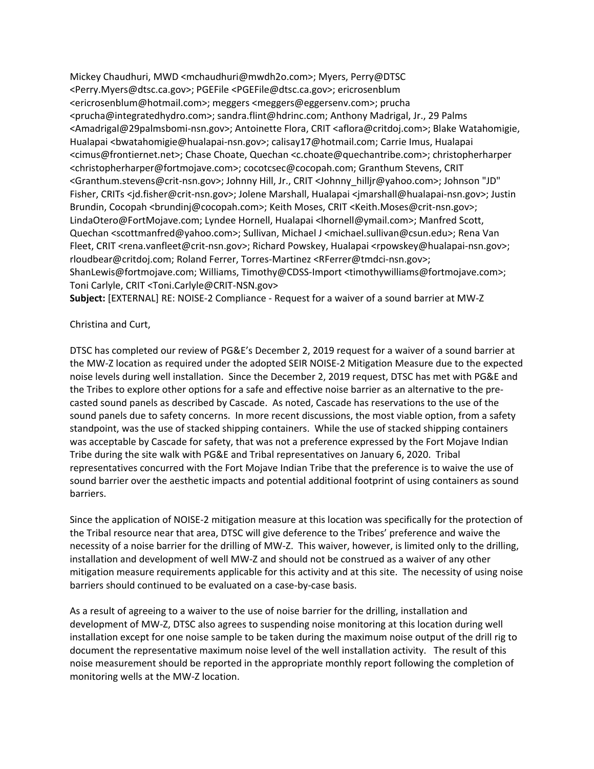Mickey Chaudhuri, MWD <mchaudhuri@mwdh2o.com>; Myers, Perry@DTSC <Perry.Myers@dtsc.ca.gov>; PGEFile <PGEFile@dtsc.ca.gov>; ericrosenblum <ericrosenblum@hotmail.com>; meggers <meggers@eggersenv.com>; prucha <prucha@integratedhydro.com>; sandra.flint@hdrinc.com; Anthony Madrigal, Jr., 29 Palms <Amadrigal@29palmsbomi-nsn.gov>; Antoinette Flora, CRIT <aflora@critdoj.com>; Blake Watahomigie, Hualapai <bwatahomigie@hualapai-nsn.gov>; calisay17@hotmail.com; Carrie Imus, Hualapai <cimus@frontiernet.net>; Chase Choate, Quechan <c.choate@quechantribe.com>; christopherharper <christopherharper@fortmojave.com>; cocotcsec@cocopah.com; Granthum Stevens, CRIT <Granthum.stevens@crit-nsn.gov>; Johnny Hill, Jr., CRIT <Johnny_hilljr@yahoo.com>; Johnson "JD" Fisher, CRITs <jd.fisher@crit-nsn.gov>; Jolene Marshall, Hualapai <jmarshall@hualapai-nsn.gov>; Justin Brundin, Cocopah <brundinj@cocopah.com>; Keith Moses, CRIT <Keith.Moses@crit-nsn.gov>; LindaOtero@FortMojave.com; Lyndee Hornell, Hualapai <lhornell@ymail.com>; Manfred Scott, Quechan <scottmanfred@yahoo.com>; Sullivan, Michael J <michael.sullivan@csun.edu>; Rena Van Fleet, CRIT <rena.vanfleet@crit-nsn.gov>; Richard Powskey, Hualapai <rpowskey@hualapai-nsn.gov>; rloudbear@critdoj.com; Roland Ferrer, Torres-Martinez <RFerrer@tmdci-nsn.gov>; ShanLewis@fortmojave.com; Williams, Timothy@CDSS-Import <timothywilliams@fortmojave.com>; Toni Carlyle, CRIT <Toni.Carlyle@CRIT-NSN.gov>
**Subject:** [EXTERNAL] RE: NOISE-2 Compliance - Request for a waiver of a sound barrier at MW-Z

Christina and Curt,

DTSC has completed our review of PG&E's December 2, 2019 request for a waiver of a sound barrier at the MW-Z location as required under the adopted SEIR NOISE-2 Mitigation Measure due to the expected noise levels during well installation. Since the December 2, 2019 request, DTSC has met with PG&E and the Tribes to explore other options for a safe and effective noise barrier as an alternative to the pre-casted sound panels as described by Cascade. As noted, Cascade has reservations to the use of the sound panels due to safety concerns. In more recent discussions, the most viable option, from a safety standpoint, was the use of stacked shipping containers. While the use of stacked shipping containers was acceptable by Cascade for safety, that was not a preference expressed by the Fort Mojave Indian Tribe during the site walk with PG&E and Tribal representatives on January 6, 2020. Tribal representatives concurred with the Fort Mojave Indian Tribe that the preference is to waive the use of sound barrier over the aesthetic impacts and potential additional footprint of using containers as sound barriers.

Since the application of NOISE-2 mitigation measure at this location was specifically for the protection of the Tribal resource near that area, DTSC will give deference to the Tribes' preference and waive the necessity of a noise barrier for the drilling of MW-Z. This waiver, however, is limited only to the drilling, installation and development of well MW-Z and should not be construed as a waiver of any other mitigation measure requirements applicable for this activity and at this site. The necessity of using noise barriers should continued to be evaluated on a case-by-case basis.

As a result of agreeing to a waiver to the use of noise barrier for the drilling, installation and development of MW-Z, DTSC also agrees to suspending noise monitoring at this location during well installation except for one noise sample to be taken during the maximum noise output of the drill rig to document the representative maximum noise level of the well installation activity. The result of this noise measurement should be reported in the appropriate monthly report following the completion of monitoring wells at the MW-Z location.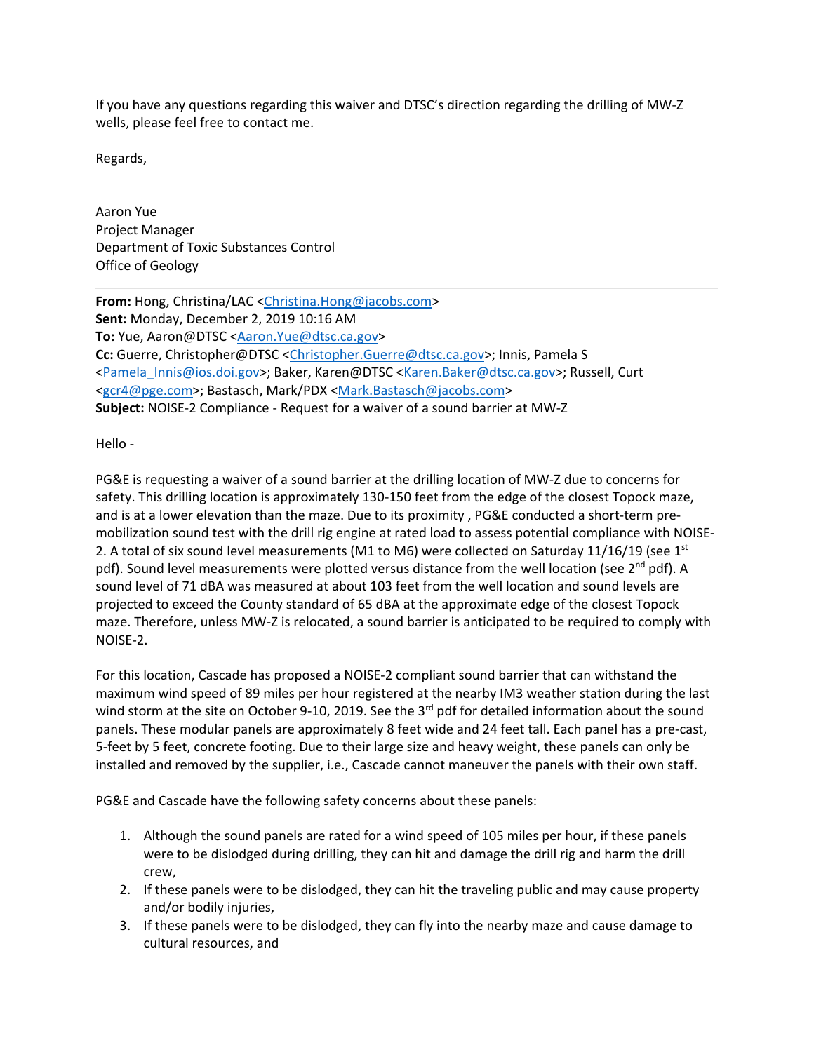If you have any questions regarding this waiver and DTSC's direction regarding the drilling of MW-Z wells, please feel free to contact me.

Regards,

Aaron Yue
Project Manager
Department of Toxic Substances Control
Office of Geology

---

**From:** Hong, Christina/LAC <Christina.Hong@jacobs.com>
**Sent:** Monday, December 2, 2019 10:16 AM
**To:** Yue, Aaron@DTSC <Aaron.Yue@dtsc.ca.gov>
**Cc:** Guerre, Christopher@DTSC <Christopher.Guerre@dtsc.ca.gov>; Innis, Pamela S <Pamela_Innis@ios.doi.gov>; Baker, Karen@DTSC <Karen.Baker@dtsc.ca.gov>; Russell, Curt <gcr4@pge.com>; Bastasch, Mark/PDX <Mark.Bastasch@jacobs.com>
**Subject:** NOISE-2 Compliance - Request for a waiver of a sound barrier at MW-Z

Hello -

PG&E is requesting a waiver of a sound barrier at the drilling location of MW-Z due to concerns for safety. This drilling location is approximately 130-150 feet from the edge of the closest Topock maze, and is at a lower elevation than the maze. Due to its proximity , PG&E conducted a short-term pre-mobilization sound test with the drill rig engine at rated load to assess potential compliance with NOISE-2. A total of six sound level measurements (M1 to M6) were collected on Saturday 11/16/19 (see 1st pdf). Sound level measurements were plotted versus distance from the well location (see 2nd pdf). A sound level of 71 dBA was measured at about 103 feet from the well location and sound levels are projected to exceed the County standard of 65 dBA at the approximate edge of the closest Topock maze. Therefore, unless MW-Z is relocated, a sound barrier is anticipated to be required to comply with NOISE-2.

For this location, Cascade has proposed a NOISE-2 compliant sound barrier that can withstand the maximum wind speed of 89 miles per hour registered at the nearby IM3 weather station during the last wind storm at the site on October 9-10, 2019. See the 3rd pdf for detailed information about the sound panels. These modular panels are approximately 8 feet wide and 24 feet tall. Each panel has a pre-cast, 5-feet by 5 feet, concrete footing. Due to their large size and heavy weight, these panels can only be installed and removed by the supplier, i.e., Cascade cannot maneuver the panels with their own staff.

PG&E and Cascade have the following safety concerns about these panels:

1. Although the sound panels are rated for a wind speed of 105 miles per hour, if these panels were to be dislodged during drilling, they can hit and damage the drill rig and harm the drill crew,
2. If these panels were to be dislodged, they can hit the traveling public and may cause property and/or bodily injuries,
3. If these panels were to be dislodged, they can fly into the nearby maze and cause damage to cultural resources, and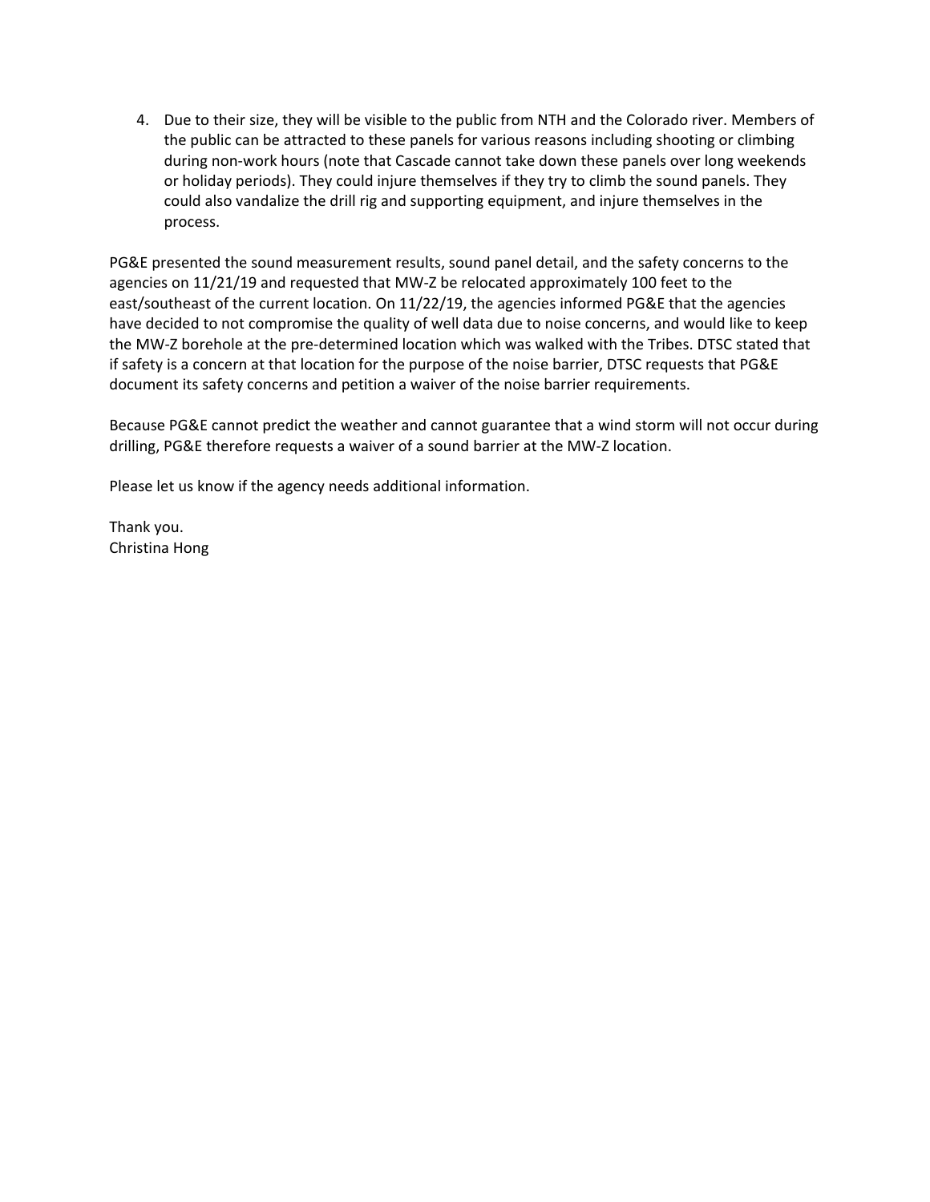4. Due to their size, they will be visible to the public from NTH and the Colorado river. Members of the public can be attracted to these panels for various reasons including shooting or climbing during non-work hours (note that Cascade cannot take down these panels over long weekends or holiday periods). They could injure themselves if they try to climb the sound panels. They could also vandalize the drill rig and supporting equipment, and injure themselves in the process.

PG&E presented the sound measurement results, sound panel detail, and the safety concerns to the agencies on 11/21/19 and requested that MW-Z be relocated approximately 100 feet to the east/southeast of the current location. On 11/22/19, the agencies informed PG&E that the agencies have decided to not compromise the quality of well data due to noise concerns, and would like to keep the MW-Z borehole at the pre-determined location which was walked with the Tribes. DTSC stated that if safety is a concern at that location for the purpose of the noise barrier, DTSC requests that PG&E document its safety concerns and petition a waiver of the noise barrier requirements.

Because PG&E cannot predict the weather and cannot guarantee that a wind storm will not occur during drilling, PG&E therefore requests a waiver of a sound barrier at the MW-Z location.

Please let us know if the agency needs additional information.

Thank you.
Christina Hong